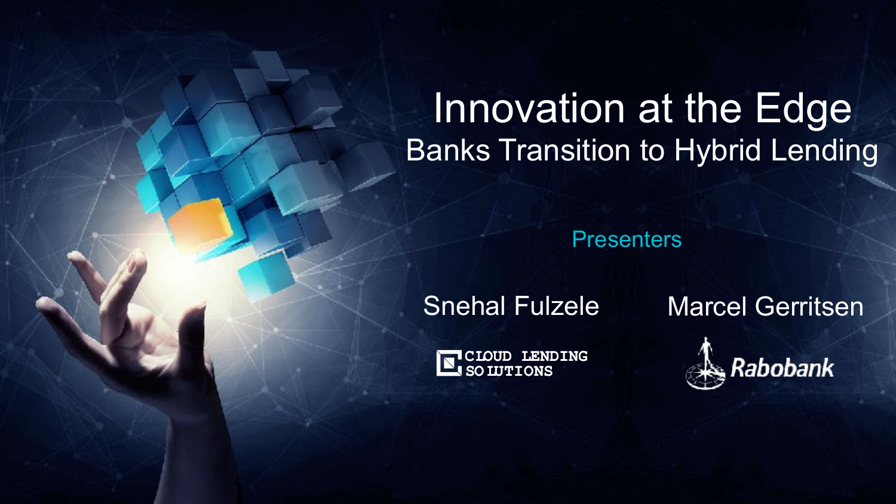# Innovation at the Edge

## Banks Transition to Hybrid Lending

Presenters

Snehal Fulzele — CLOUD LENDING SOLUTIONS

Marcel Gerritsen — Rabobank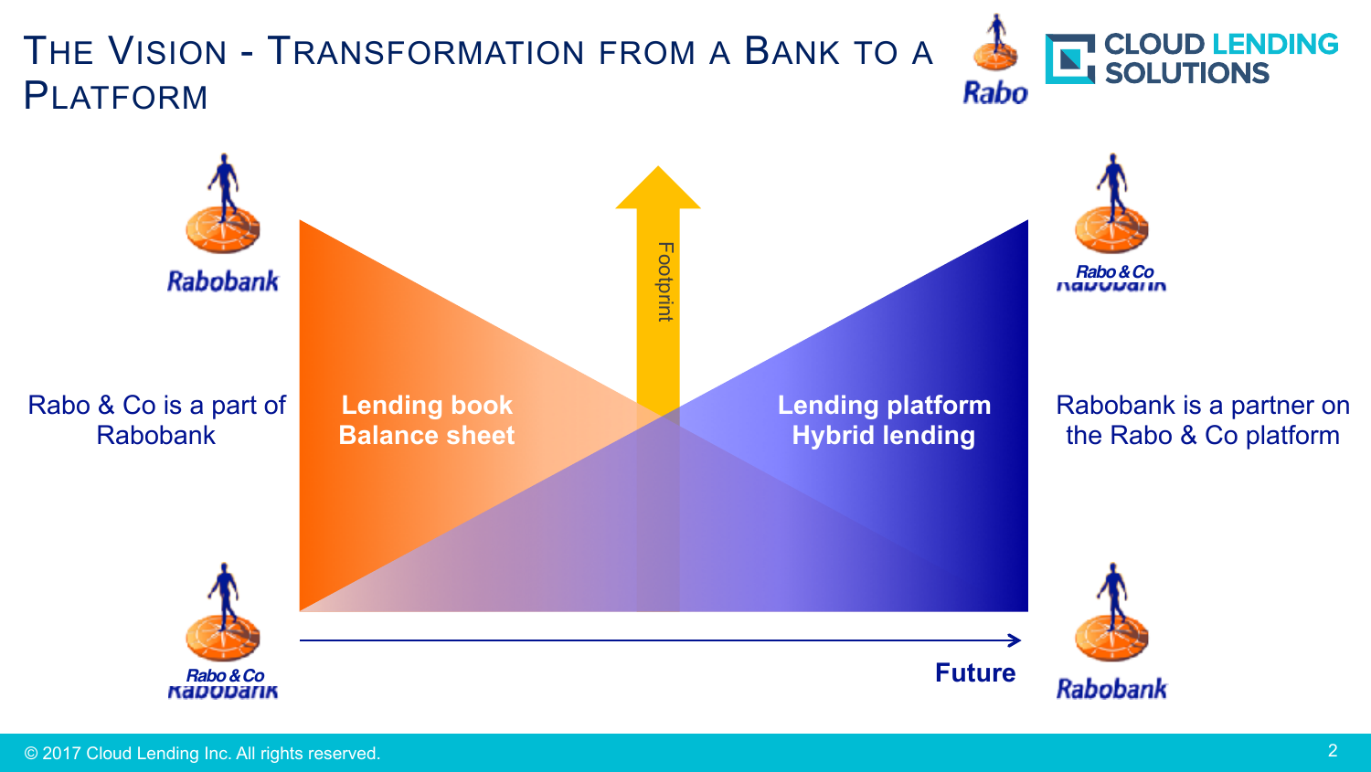# The Vision - Transformation from a Bank to a Platform

Rabobank

Rabo & Co

Rabo & Co is a part of Rabobank

**Lending book**
**Balance sheet**

Footprint

**Lending platform**
**Hybrid lending**

Rabo & Co

Rabobank

Rabobank is a partner on the Rabo & Co platform

**Future**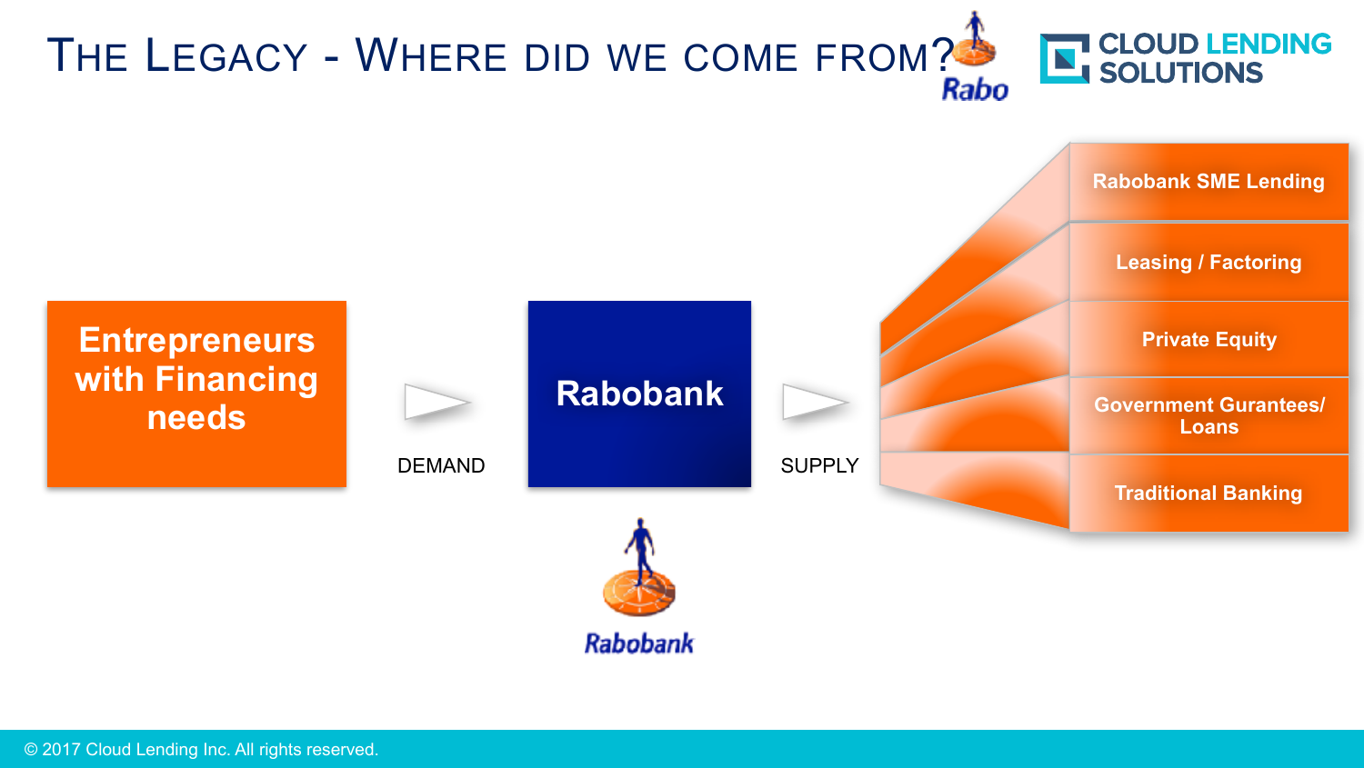# The Legacy - Where did we come from?

Entrepreneurs with Financing needs

DEMAND

Rabobank

SUPPLY

- Rabobank SME Lending
- Leasing / Factoring
- Private Equity
- Government Gurantees/ Loans
- Traditional Banking

Rabobank

© 2017 Cloud Lending Inc. All rights reserved.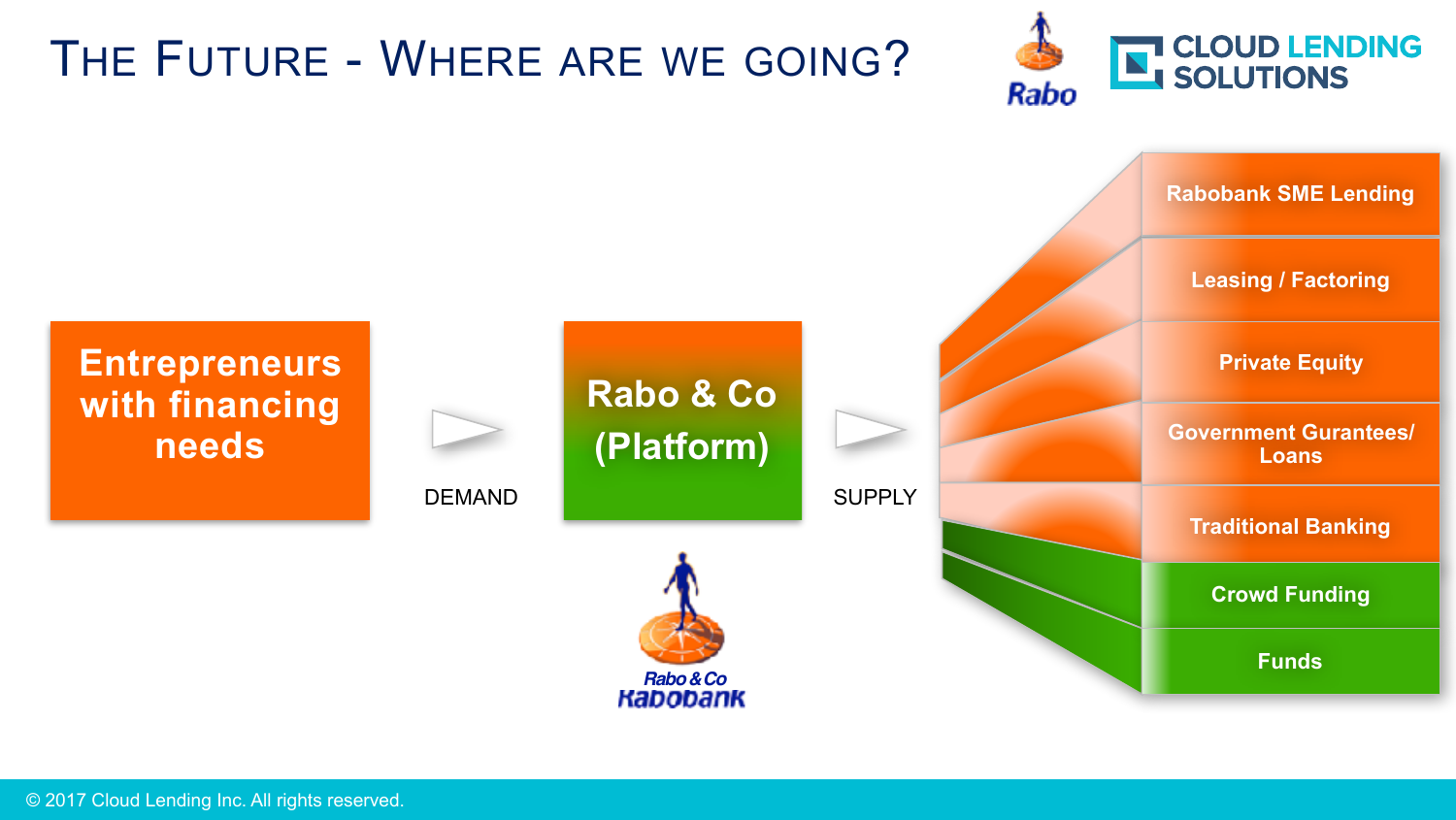# The Future - Where are we going?

**Entrepreneurs with financing needs**

DEMAND

**Rabo & Co (Platform)**

Rabo & Co
Rabobank

SUPPLY

- Rabobank SME Lending
- Leasing / Factoring
- Private Equity
- Government Gurantees/ Loans
- Traditional Banking
- Crowd Funding
- Funds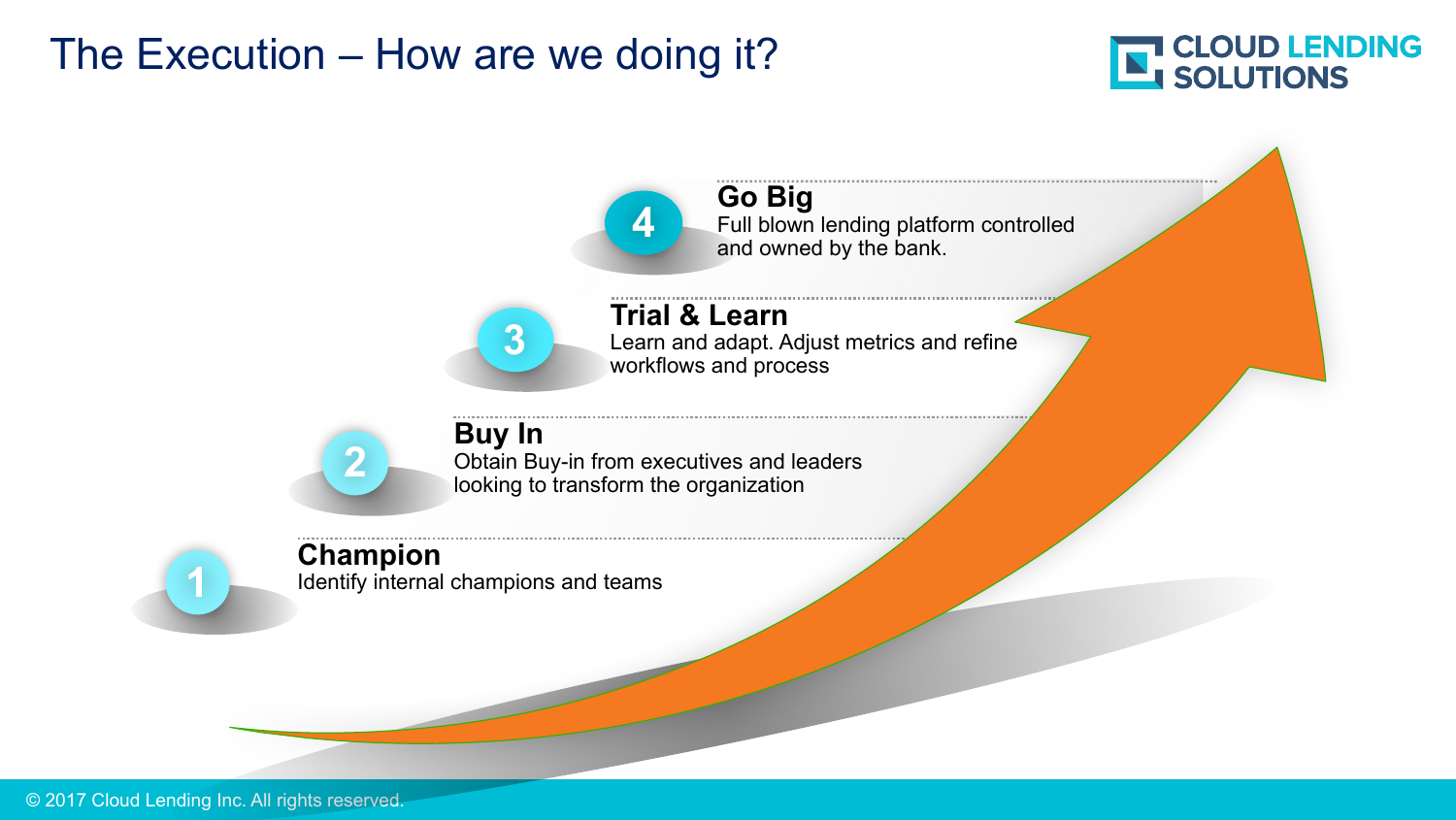# The Execution – How are we doing it?

1. **Champion**
   Identify internal champions and teams

2. **Buy In**
   Obtain Buy-in from executives and leaders looking to transform the organization

3. **Trial & Learn**
   Learn and adapt. Adjust metrics and refine workflows and process

4. **Go Big**
   Full blown lending platform controlled and owned by the bank.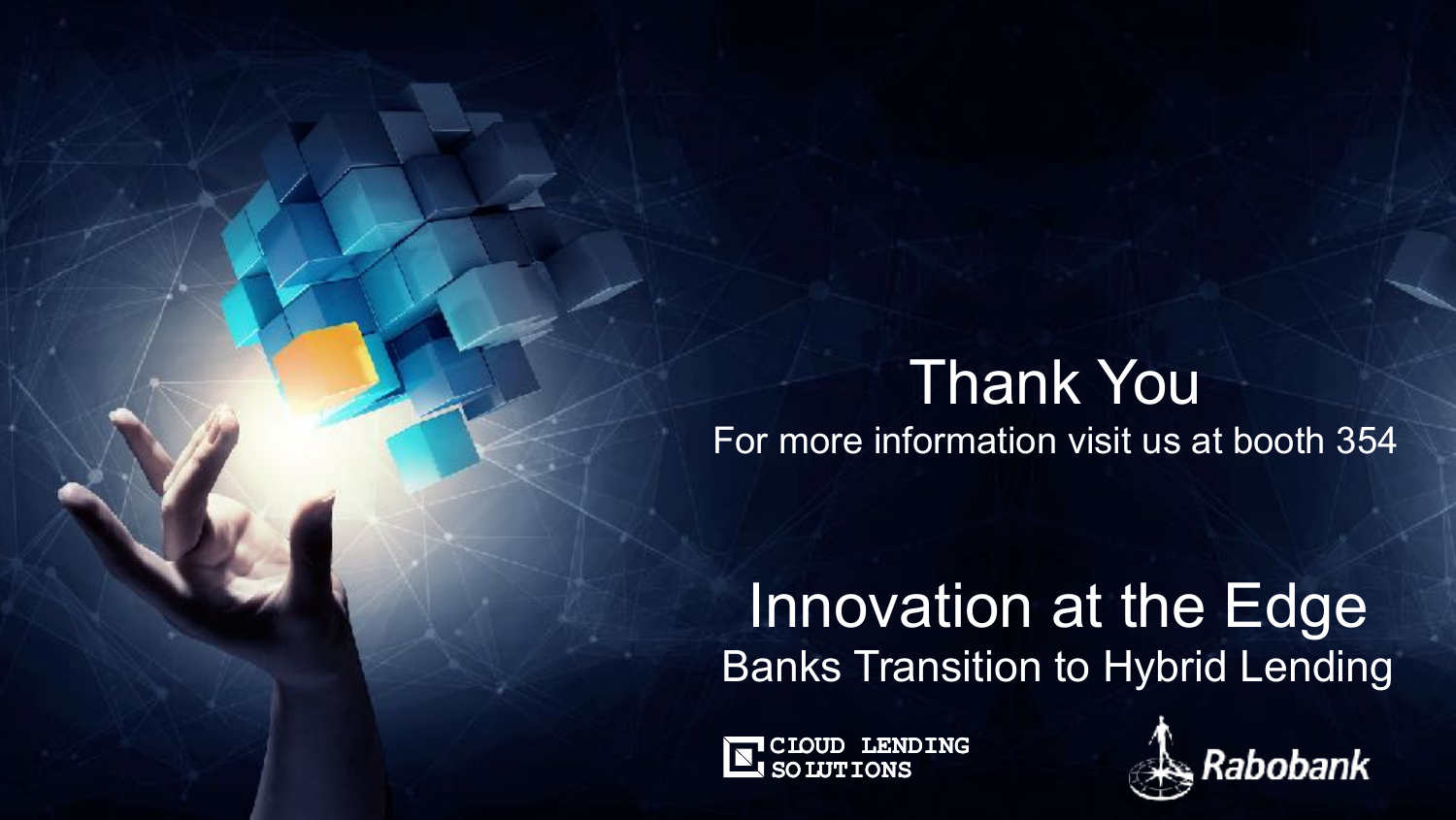# Thank You

For more information visit us at booth 354

## Innovation at the Edge

Banks Transition to Hybrid Lending

CLOUD LENDING SOLUTIONS

Rabobank